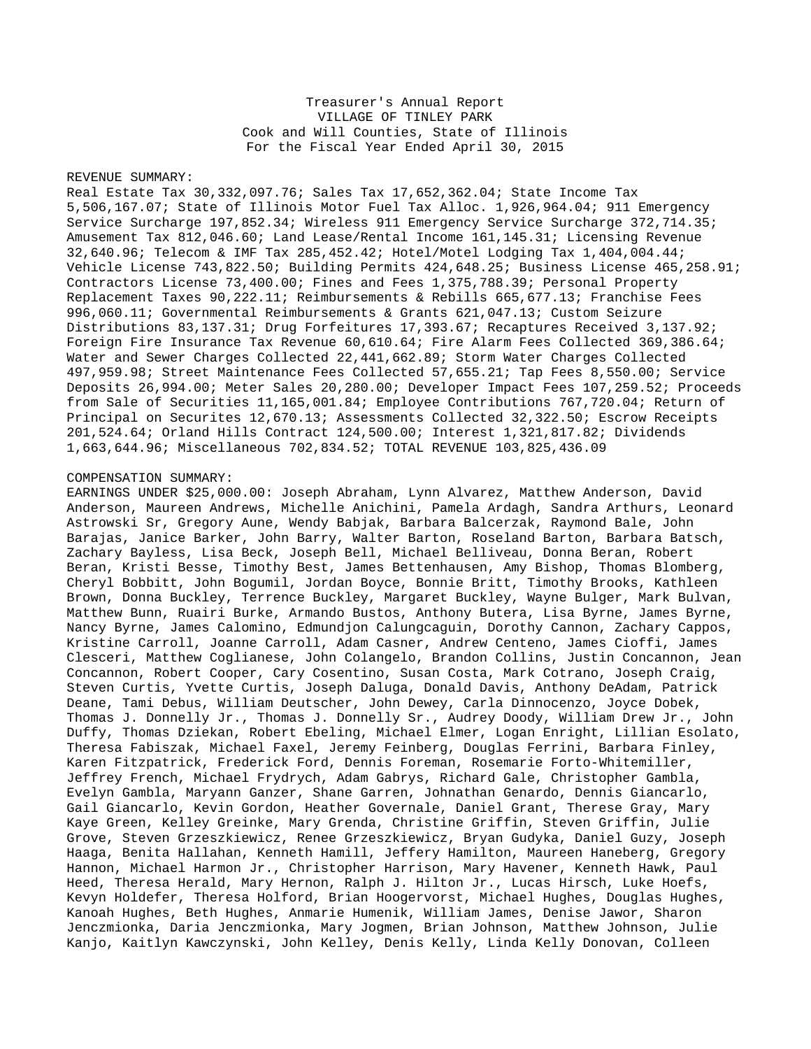Treasurer's Annual Report
VILLAGE OF TINLEY PARK
Cook and Will Counties, State of Illinois
For the Fiscal Year Ended April 30, 2015

REVENUE SUMMARY:
Real Estate Tax 30,332,097.76; Sales Tax 17,652,362.04; State Income Tax 5,506,167.07; State of Illinois Motor Fuel Tax Alloc. 1,926,964.04; 911 Emergency Service Surcharge 197,852.34; Wireless 911 Emergency Service Surcharge 372,714.35; Amusement Tax 812,046.60; Land Lease/Rental Income 161,145.31; Licensing Revenue 32,640.96; Telecom & IMF Tax 285,452.42; Hotel/Motel Lodging Tax 1,404,004.44; Vehicle License 743,822.50; Building Permits 424,648.25; Business License 465,258.91; Contractors License 73,400.00; Fines and Fees 1,375,788.39; Personal Property Replacement Taxes 90,222.11; Reimbursements & Rebills 665,677.13; Franchise Fees 996,060.11; Governmental Reimbursements & Grants 621,047.13; Custom Seizure Distributions 83,137.31; Drug Forfeitures 17,393.67; Recaptures Received 3,137.92; Foreign Fire Insurance Tax Revenue 60,610.64; Fire Alarm Fees Collected 369,386.64; Water and Sewer Charges Collected 22,441,662.89; Storm Water Charges Collected 497,959.98; Street Maintenance Fees Collected 57,655.21; Tap Fees 8,550.00; Service Deposits 26,994.00; Meter Sales 20,280.00; Developer Impact Fees 107,259.52; Proceeds from Sale of Securities 11,165,001.84; Employee Contributions 767,720.04; Return of Principal on Securites 12,670.13; Assessments Collected 32,322.50; Escrow Receipts 201,524.64; Orland Hills Contract 124,500.00; Interest 1,321,817.82; Dividends 1,663,644.96; Miscellaneous 702,834.52; TOTAL REVENUE 103,825,436.09

COMPENSATION SUMMARY:
EARNINGS UNDER $25,000.00: Joseph Abraham, Lynn Alvarez, Matthew Anderson, David Anderson, Maureen Andrews, Michelle Anichini, Pamela Ardagh, Sandra Arthurs, Leonard Astrowski Sr, Gregory Aune, Wendy Babjak, Barbara Balcerzak, Raymond Bale, John Barajas, Janice Barker, John Barry, Walter Barton, Roseland Barton, Barbara Batsch, Zachary Bayless, Lisa Beck, Joseph Bell, Michael Belliveau, Donna Beran, Robert Beran, Kristi Besse, Timothy Best, James Bettenhausen, Amy Bishop, Thomas Blomberg, Cheryl Bobbitt, John Bogumil, Jordan Boyce, Bonnie Britt, Timothy Brooks, Kathleen Brown, Donna Buckley, Terrence Buckley, Margaret Buckley, Wayne Bulger, Mark Bulvan, Matthew Bunn, Ruairi Burke, Armando Bustos, Anthony Butera, Lisa Byrne, James Byrne, Nancy Byrne, James Calomino, Edmundjon Calungcaguin, Dorothy Cannon, Zachary Cappos, Kristine Carroll, Joanne Carroll, Adam Casner, Andrew Centeno, James Cioffi, James Clesceri, Matthew Coglianese, John Colangelo, Brandon Collins, Justin Concannon, Jean Concannon, Robert Cooper, Cary Cosentino, Susan Costa, Mark Cotrano, Joseph Craig, Steven Curtis, Yvette Curtis, Joseph Daluga, Donald Davis, Anthony DeAdam, Patrick Deane, Tami Debus, William Deutscher, John Dewey, Carla Dinnocenzo, Joyce Dobek, Thomas J. Donnelly Jr., Thomas J. Donnelly Sr., Audrey Doody, William Drew Jr., John Duffy, Thomas Dziekan, Robert Ebeling, Michael Elmer, Logan Enright, Lillian Esolato, Theresa Fabiszak, Michael Faxel, Jeremy Feinberg, Douglas Ferrini, Barbara Finley, Karen Fitzpatrick, Frederick Ford, Dennis Foreman, Rosemarie Forto-Whitemiller, Jeffrey French, Michael Frydrych, Adam Gabrys, Richard Gale, Christopher Gambla, Evelyn Gambla, Maryann Ganzer, Shane Garren, Johnathan Genardo, Dennis Giancarlo, Gail Giancarlo, Kevin Gordon, Heather Governale, Daniel Grant, Therese Gray, Mary Kaye Green, Kelley Greinke, Mary Grenda, Christine Griffin, Steven Griffin, Julie Grove, Steven Grzeszkiewicz, Renee Grzeszkiewicz, Bryan Gudyka, Daniel Guzy, Joseph Haaga, Benita Hallahan, Kenneth Hamill, Jeffery Hamilton, Maureen Haneberg, Gregory Hannon, Michael Harmon Jr., Christopher Harrison, Mary Havener, Kenneth Hawk, Paul Heed, Theresa Herald, Mary Hernon, Ralph J. Hilton Jr., Lucas Hirsch, Luke Hoefs, Kevyn Holdefer, Theresa Holford, Brian Hoogervorst, Michael Hughes, Douglas Hughes, Kanoah Hughes, Beth Hughes, Anmarie Humenik, William James, Denise Jawor, Sharon Jenczmionka, Daria Jenczmionka, Mary Jogmen, Brian Johnson, Matthew Johnson, Julie Kanjo, Kaitlyn Kawczynski, John Kelley, Denis Kelly, Linda Kelly Donovan, Colleen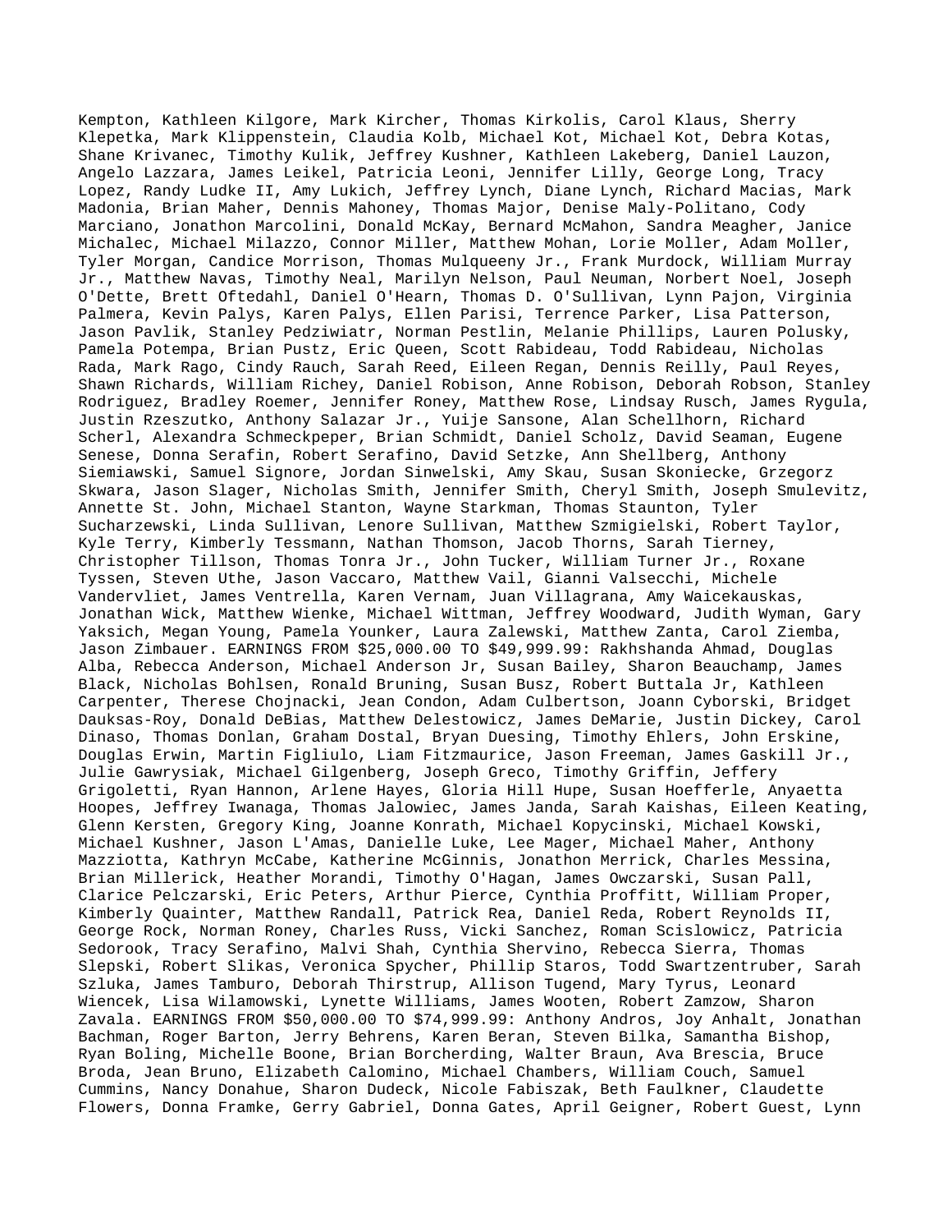Kempton, Kathleen Kilgore, Mark Kircher, Thomas Kirkolis, Carol Klaus, Sherry Klepetka, Mark Klippenstein, Claudia Kolb, Michael Kot, Michael Kot, Debra Kotas, Shane Krivanec, Timothy Kulik, Jeffrey Kushner, Kathleen Lakeberg, Daniel Lauzon, Angelo Lazzara, James Leikel, Patricia Leoni, Jennifer Lilly, George Long, Tracy Lopez, Randy Ludke II, Amy Lukich, Jeffrey Lynch, Diane Lynch, Richard Macias, Mark Madonia, Brian Maher, Dennis Mahoney, Thomas Major, Denise Maly-Politano, Cody Marciano, Jonathon Marcolini, Donald McKay, Bernard McMahon, Sandra Meagher, Janice Michalec, Michael Milazzo, Connor Miller, Matthew Mohan, Lorie Moller, Adam Moller, Tyler Morgan, Candice Morrison, Thomas Mulqueeny Jr., Frank Murdock, William Murray Jr., Matthew Navas, Timothy Neal, Marilyn Nelson, Paul Neuman, Norbert Noel, Joseph O'Dette, Brett Oftedahl, Daniel O'Hearn, Thomas D. O'Sullivan, Lynn Pajon, Virginia Palmera, Kevin Palys, Karen Palys, Ellen Parisi, Terrence Parker, Lisa Patterson, Jason Pavlik, Stanley Pedziwiatr, Norman Pestlin, Melanie Phillips, Lauren Polusky, Pamela Potempa, Brian Pustz, Eric Queen, Scott Rabideau, Todd Rabideau, Nicholas Rada, Mark Rago, Cindy Rauch, Sarah Reed, Eileen Regan, Dennis Reilly, Paul Reyes, Shawn Richards, William Richey, Daniel Robison, Anne Robison, Deborah Robson, Stanley Rodriguez, Bradley Roemer, Jennifer Roney, Matthew Rose, Lindsay Rusch, James Rygula, Justin Rzeszutko, Anthony Salazar Jr., Yuije Sansone, Alan Schellhorn, Richard Scherl, Alexandra Schmeckpeper, Brian Schmidt, Daniel Scholz, David Seaman, Eugene Senese, Donna Serafin, Robert Serafino, David Setzke, Ann Shellberg, Anthony Siemiawski, Samuel Signore, Jordan Sinwelski, Amy Skau, Susan Skoniecke, Grzegorz Skwara, Jason Slager, Nicholas Smith, Jennifer Smith, Cheryl Smith, Joseph Smulevitz, Annette St. John, Michael Stanton, Wayne Starkman, Thomas Staunton, Tyler Sucharzewski, Linda Sullivan, Lenore Sullivan, Matthew Szmigielski, Robert Taylor, Kyle Terry, Kimberly Tessmann, Nathan Thomson, Jacob Thorns, Sarah Tierney, Christopher Tillson, Thomas Tonra Jr., John Tucker, William Turner Jr., Roxane Tyssen, Steven Uthe, Jason Vaccaro, Matthew Vail, Gianni Valsecchi, Michele Vandervliet, James Ventrella, Karen Vernam, Juan Villagrana, Amy Waicekauskas, Jonathan Wick, Matthew Wienke, Michael Wittman, Jeffrey Woodward, Judith Wyman, Gary Yaksich, Megan Young, Pamela Younker, Laura Zalewski, Matthew Zanta, Carol Ziemba, Jason Zimbauer. EARNINGS FROM $25,000.00 TO $49,999.99: Rakhshanda Ahmad, Douglas Alba, Rebecca Anderson, Michael Anderson Jr, Susan Bailey, Sharon Beauchamp, James Black, Nicholas Bohlsen, Ronald Bruning, Susan Busz, Robert Buttala Jr, Kathleen Carpenter, Therese Chojnacki, Jean Condon, Adam Culbertson, Joann Cyborski, Bridget Dauksas-Roy, Donald DeBias, Matthew Delestowicz, James DeMarie, Justin Dickey, Carol Dinaso, Thomas Donlan, Graham Dostal, Bryan Duesing, Timothy Ehlers, John Erskine, Douglas Erwin, Martin Figliulo, Liam Fitzmaurice, Jason Freeman, James Gaskill Jr., Julie Gawrysiak, Michael Gilgenberg, Joseph Greco, Timothy Griffin, Jeffery Grigoletti, Ryan Hannon, Arlene Hayes, Gloria Hill Hupe, Susan Hoefferle, Anyaetta Hoopes, Jeffrey Iwanaga, Thomas Jalowiec, James Janda, Sarah Kaishas, Eileen Keating, Glenn Kersten, Gregory King, Joanne Konrath, Michael Kopycinski, Michael Kowski, Michael Kushner, Jason L'Amas, Danielle Luke, Lee Mager, Michael Maher, Anthony Mazziotta, Kathryn McCabe, Katherine McGinnis, Jonathon Merrick, Charles Messina, Brian Millerick, Heather Morandi, Timothy O'Hagan, James Owczarski, Susan Pall, Clarice Pelczarski, Eric Peters, Arthur Pierce, Cynthia Proffitt, William Proper, Kimberly Quainter, Matthew Randall, Patrick Rea, Daniel Reda, Robert Reynolds II, George Rock, Norman Roney, Charles Russ, Vicki Sanchez, Roman Scislowicz, Patricia Sedorook, Tracy Serafino, Malvi Shah, Cynthia Shervino, Rebecca Sierra, Thomas Slepski, Robert Slikas, Veronica Spycher, Phillip Staros, Todd Swartzentruber, Sarah Szluka, James Tamburo, Deborah Thirstrup, Allison Tugend, Mary Tyrus, Leonard Wiencek, Lisa Wilamowski, Lynette Williams, James Wooten, Robert Zamzow, Sharon Zavala. EARNINGS FROM $50,000.00 TO $74,999.99: Anthony Andros, Joy Anhalt, Jonathan Bachman, Roger Barton, Jerry Behrens, Karen Beran, Steven Bilka, Samantha Bishop, Ryan Boling, Michelle Boone, Brian Borcherding, Walter Braun, Ava Brescia, Bruce Broda, Jean Bruno, Elizabeth Calomino, Michael Chambers, William Couch, Samuel Cummins, Nancy Donahue, Sharon Dudeck, Nicole Fabiszak, Beth Faulkner, Claudette Flowers, Donna Framke, Gerry Gabriel, Donna Gates, April Geigner, Robert Guest, Lynn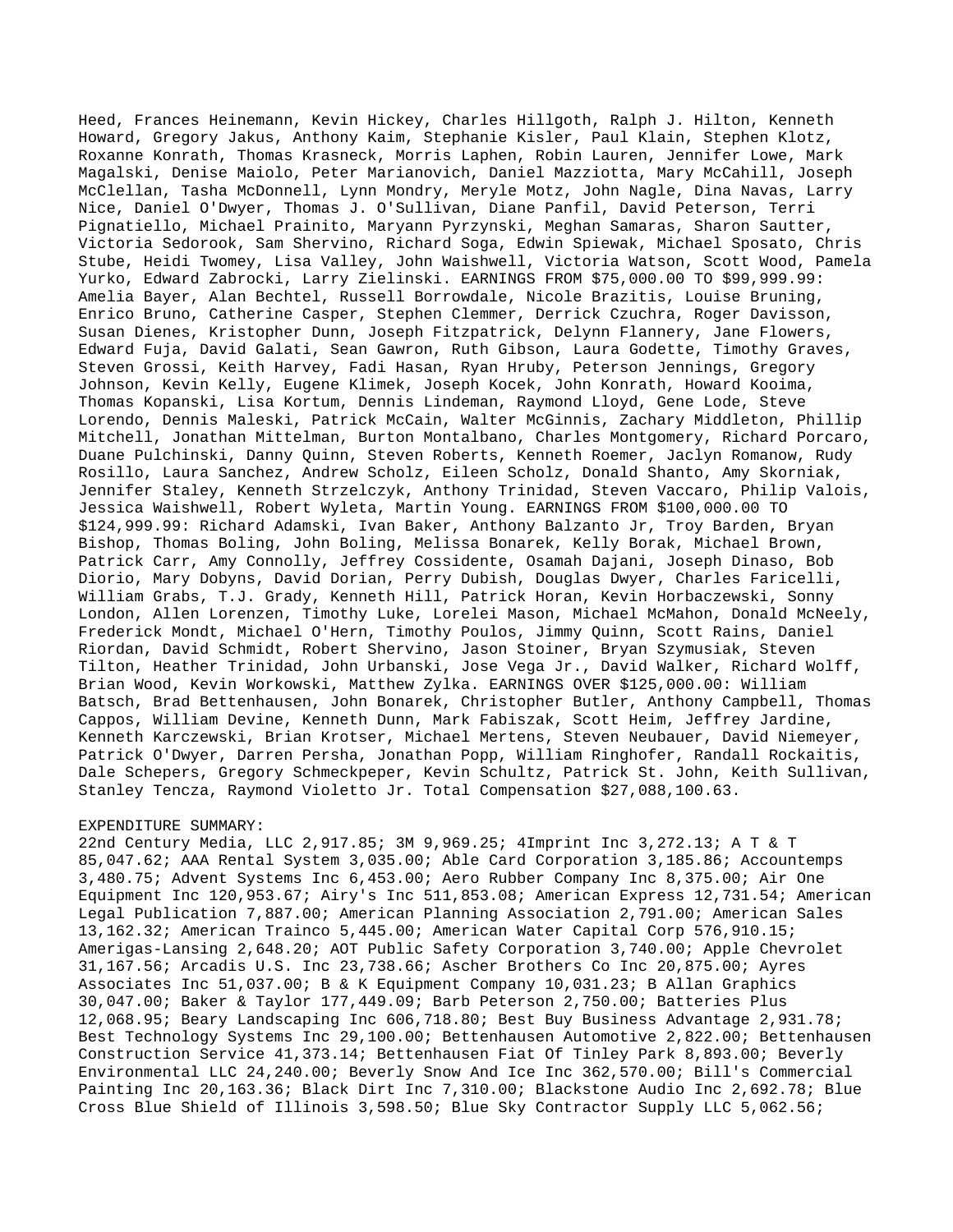Heed, Frances Heinemann, Kevin Hickey, Charles Hillgoth, Ralph J. Hilton, Kenneth Howard, Gregory Jakus, Anthony Kaim, Stephanie Kisler, Paul Klain, Stephen Klotz, Roxanne Konrath, Thomas Krasneck, Morris Laphen, Robin Lauren, Jennifer Lowe, Mark Magalski, Denise Maiolo, Peter Marianovich, Daniel Mazziotta, Mary McCahill, Joseph McClellan, Tasha McDonnell, Lynn Mondry, Meryle Motz, John Nagle, Dina Navas, Larry Nice, Daniel O'Dwyer, Thomas J. O'Sullivan, Diane Panfil, David Peterson, Terri Pignatiello, Michael Prainito, Maryann Pyrzynski, Meghan Samaras, Sharon Sautter, Victoria Sedorook, Sam Shervino, Richard Soga, Edwin Spiewak, Michael Sposato, Chris Stube, Heidi Twomey, Lisa Valley, John Waishwell, Victoria Watson, Scott Wood, Pamela Yurko, Edward Zabrocki, Larry Zielinski. EARNINGS FROM $75,000.00 TO $99,999.99: Amelia Bayer, Alan Bechtel, Russell Borrowdale, Nicole Brazitis, Louise Bruning, Enrico Bruno, Catherine Casper, Stephen Clemmer, Derrick Czuchra, Roger Davisson, Susan Dienes, Kristopher Dunn, Joseph Fitzpatrick, Delynn Flannery, Jane Flowers, Edward Fuja, David Galati, Sean Gawron, Ruth Gibson, Laura Godette, Timothy Graves, Steven Grossi, Keith Harvey, Fadi Hasan, Ryan Hruby, Peterson Jennings, Gregory Johnson, Kevin Kelly, Eugene Klimek, Joseph Kocek, John Konrath, Howard Kooima, Thomas Kopanski, Lisa Kortum, Dennis Lindeman, Raymond Lloyd, Gene Lode, Steve Lorendo, Dennis Maleski, Patrick McCain, Walter McGinnis, Zachary Middleton, Phillip Mitchell, Jonathan Mittelman, Burton Montalbano, Charles Montgomery, Richard Porcaro, Duane Pulchinski, Danny Quinn, Steven Roberts, Kenneth Roemer, Jaclyn Romanow, Rudy Rosillo, Laura Sanchez, Andrew Scholz, Eileen Scholz, Donald Shanto, Amy Skorniak, Jennifer Staley, Kenneth Strzelczyk, Anthony Trinidad, Steven Vaccaro, Philip Valois, Jessica Waishwell, Robert Wyleta, Martin Young. EARNINGS FROM $100,000.00 TO $124,999.99: Richard Adamski, Ivan Baker, Anthony Balzanto Jr, Troy Barden, Bryan Bishop, Thomas Boling, John Boling, Melissa Bonarek, Kelly Borak, Michael Brown, Patrick Carr, Amy Connolly, Jeffrey Cossidente, Osamah Dajani, Joseph Dinaso, Bob Diorio, Mary Dobyns, David Dorian, Perry Dubish, Douglas Dwyer, Charles Faricelli, William Grabs, T.J. Grady, Kenneth Hill, Patrick Horan, Kevin Horbaczewski, Sonny London, Allen Lorenzen, Timothy Luke, Lorelei Mason, Michael McMahon, Donald McNeely, Frederick Mondt, Michael O'Hern, Timothy Poulos, Jimmy Quinn, Scott Rains, Daniel Riordan, David Schmidt, Robert Shervino, Jason Stoiner, Bryan Szymusiak, Steven Tilton, Heather Trinidad, John Urbanski, Jose Vega Jr., David Walker, Richard Wolff, Brian Wood, Kevin Workowski, Matthew Zylka. EARNINGS OVER $125,000.00: William Batsch, Brad Bettenhausen, John Bonarek, Christopher Butler, Anthony Campbell, Thomas Cappos, William Devine, Kenneth Dunn, Mark Fabiszak, Scott Heim, Jeffrey Jardine, Kenneth Karczewski, Brian Krotser, Michael Mertens, Steven Neubauer, David Niemeyer, Patrick O'Dwyer, Darren Persha, Jonathan Popp, William Ringhofer, Randall Rockaitis, Dale Schepers, Gregory Schmeckpeper, Kevin Schultz, Patrick St. John, Keith Sullivan, Stanley Tencza, Raymond Violetto Jr. Total Compensation $27,088,100.63.

EXPENDITURE SUMMARY:
22nd Century Media, LLC 2,917.85; 3M 9,969.25; 4Imprint Inc 3,272.13; A T & T 85,047.62; AAA Rental System 3,035.00; Able Card Corporation 3,185.86; Accountemps 3,480.75; Advent Systems Inc 6,453.00; Aero Rubber Company Inc 8,375.00; Air One Equipment Inc 120,953.67; Airy's Inc 511,853.08; American Express 12,731.54; American Legal Publication 7,887.00; American Planning Association 2,791.00; American Sales 13,162.32; American Trainco 5,445.00; American Water Capital Corp 576,910.15; Amerigas-Lansing 2,648.20; AOT Public Safety Corporation 3,740.00; Apple Chevrolet 31,167.56; Arcadis U.S. Inc 23,738.66; Ascher Brothers Co Inc 20,875.00; Ayres Associates Inc 51,037.00; B & K Equipment Company 10,031.23; B Allan Graphics 30,047.00; Baker & Taylor 177,449.09; Barb Peterson 2,750.00; Batteries Plus 12,068.95; Beary Landscaping Inc 606,718.80; Best Buy Business Advantage 2,931.78; Best Technology Systems Inc 29,100.00; Bettenhausen Automotive 2,822.00; Bettenhausen Construction Service 41,373.14; Bettenhausen Fiat Of Tinley Park 8,893.00; Beverly Environmental LLC 24,240.00; Beverly Snow And Ice Inc 362,570.00; Bill's Commercial Painting Inc 20,163.36; Black Dirt Inc 7,310.00; Blackstone Audio Inc 2,692.78; Blue Cross Blue Shield of Illinois 3,598.50; Blue Sky Contractor Supply LLC 5,062.56;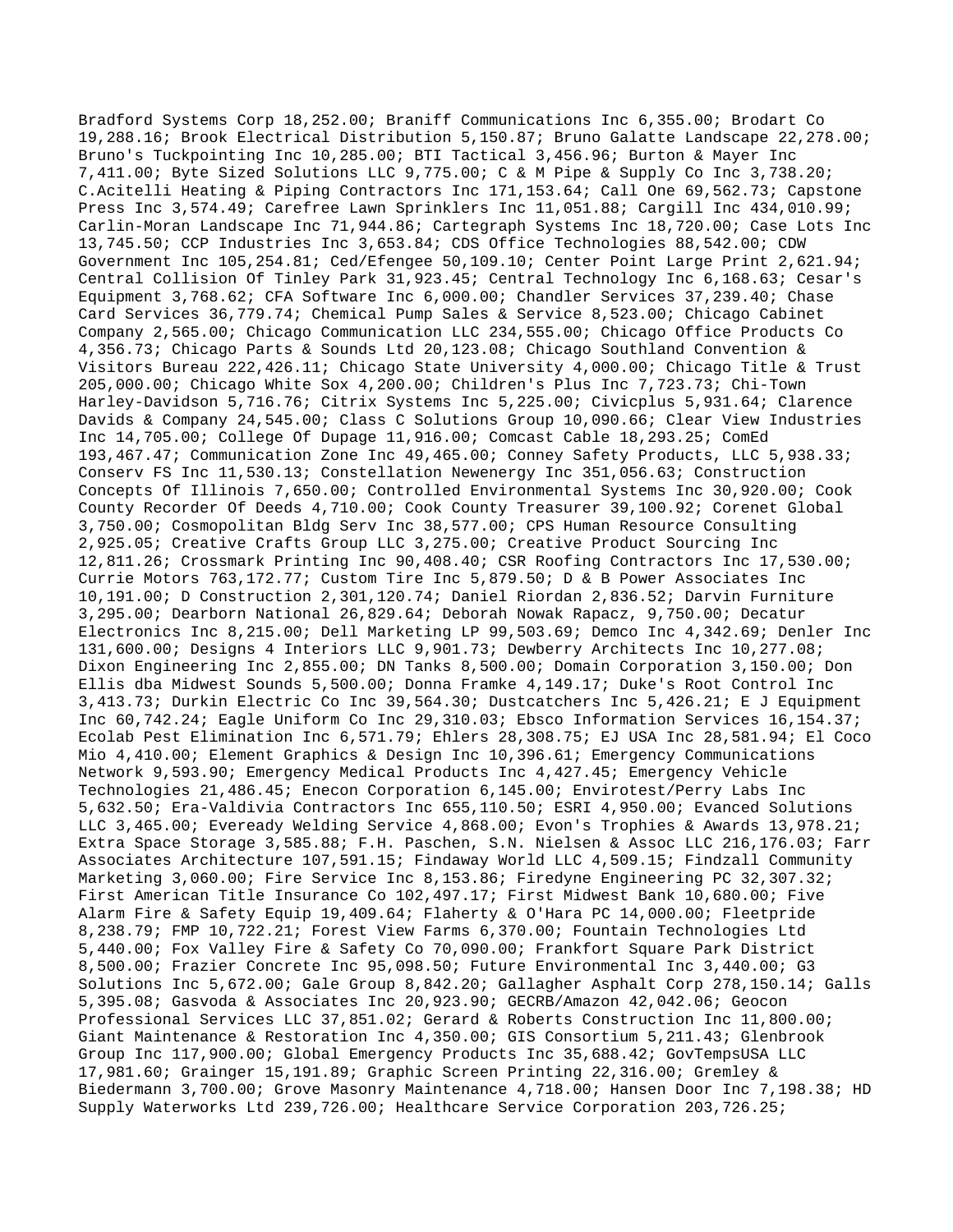Bradford Systems Corp 18,252.00; Braniff Communications Inc 6,355.00; Brodart Co 19,288.16; Brook Electrical Distribution 5,150.87; Bruno Galatte Landscape 22,278.00; Bruno's Tuckpointing Inc 10,285.00; BTI Tactical 3,456.96; Burton & Mayer Inc 7,411.00; Byte Sized Solutions LLC 9,775.00; C & M Pipe & Supply Co Inc 3,738.20; C.Acitelli Heating & Piping Contractors Inc 171,153.64; Call One 69,562.73; Capstone Press Inc 3,574.49; Carefree Lawn Sprinklers Inc 11,051.88; Cargill Inc 434,010.99; Carlin-Moran Landscape Inc 71,944.86; Cartegraph Systems Inc 18,720.00; Case Lots Inc 13,745.50; CCP Industries Inc 3,653.84; CDS Office Technologies 88,542.00; CDW Government Inc 105,254.81; Ced/Efengee 50,109.10; Center Point Large Print 2,621.94; Central Collision Of Tinley Park 31,923.45; Central Technology Inc 6,168.63; Cesar's Equipment 3,768.62; CFA Software Inc 6,000.00; Chandler Services 37,239.40; Chase Card Services 36,779.74; Chemical Pump Sales & Service 8,523.00; Chicago Cabinet Company 2,565.00; Chicago Communication LLC 234,555.00; Chicago Office Products Co 4,356.73; Chicago Parts & Sounds Ltd 20,123.08; Chicago Southland Convention & Visitors Bureau 222,426.11; Chicago State University 4,000.00; Chicago Title & Trust 205,000.00; Chicago White Sox 4,200.00; Children's Plus Inc 7,723.73; Chi-Town Harley-Davidson 5,716.76; Citrix Systems Inc 5,225.00; Civicplus 5,931.64; Clarence Davids & Company 24,545.00; Class C Solutions Group 10,090.66; Clear View Industries Inc 14,705.00; College Of Dupage 11,916.00; Comcast Cable 18,293.25; ComEd 193,467.47; Communication Zone Inc 49,465.00; Conney Safety Products, LLC 5,938.33; Conserv FS Inc 11,530.13; Constellation Newenergy Inc 351,056.63; Construction Concepts Of Illinois 7,650.00; Controlled Environmental Systems Inc 30,920.00; Cook County Recorder Of Deeds 4,710.00; Cook County Treasurer 39,100.92; Corenet Global 3,750.00; Cosmopolitan Bldg Serv Inc 38,577.00; CPS Human Resource Consulting 2,925.05; Creative Crafts Group LLC 3,275.00; Creative Product Sourcing Inc 12,811.26; Crossmark Printing Inc 90,408.40; CSR Roofing Contractors Inc 17,530.00; Currie Motors 763,172.77; Custom Tire Inc 5,879.50; D & B Power Associates Inc 10,191.00; D Construction 2,301,120.74; Daniel Riordan 2,836.52; Darvin Furniture 3,295.00; Dearborn National 26,829.64; Deborah Nowak Rapacz, 9,750.00; Decatur Electronics Inc 8,215.00; Dell Marketing LP 99,503.69; Demco Inc 4,342.69; Denler Inc 131,600.00; Designs 4 Interiors LLC 9,901.73; Dewberry Architects Inc 10,277.08; Dixon Engineering Inc 2,855.00; DN Tanks 8,500.00; Domain Corporation 3,150.00; Don Ellis dba Midwest Sounds 5,500.00; Donna Framke 4,149.17; Duke's Root Control Inc 3,413.73; Durkin Electric Co Inc 39,564.30; Dustcatchers Inc 5,426.21; E J Equipment Inc 60,742.24; Eagle Uniform Co Inc 29,310.03; Ebsco Information Services 16,154.37; Ecolab Pest Elimination Inc 6,571.79; Ehlers 28,308.75; EJ USA Inc 28,581.94; El Coco Mio 4,410.00; Element Graphics & Design Inc 10,396.61; Emergency Communications Network 9,593.90; Emergency Medical Products Inc 4,427.45; Emergency Vehicle Technologies 21,486.45; Enecon Corporation 6,145.00; Envirotest/Perry Labs Inc 5,632.50; Era-Valdivia Contractors Inc 655,110.50; ESRI 4,950.00; Evanced Solutions LLC 3,465.00; Eveready Welding Service 4,868.00; Evon's Trophies & Awards 13,978.21; Extra Space Storage 3,585.88; F.H. Paschen, S.N. Nielsen & Assoc LLC 216,176.03; Farr Associates Architecture 107,591.15; Findaway World LLC 4,509.15; Findzall Community Marketing 3,060.00; Fire Service Inc 8,153.86; Firedyne Engineering PC 32,307.32; First American Title Insurance Co 102,497.17; First Midwest Bank 10,680.00; Five Alarm Fire & Safety Equip 19,409.64; Flaherty & O'Hara PC 14,000.00; Fleetpride 8,238.79; FMP 10,722.21; Forest View Farms 6,370.00; Fountain Technologies Ltd 5,440.00; Fox Valley Fire & Safety Co 70,090.00; Frankfort Square Park District 8,500.00; Frazier Concrete Inc 95,098.50; Future Environmental Inc 3,440.00; G3 Solutions Inc 5,672.00; Gale Group 8,842.20; Gallagher Asphalt Corp 278,150.14; Galls 5,395.08; Gasvoda & Associates Inc 20,923.90; GECRB/Amazon 42,042.06; Geocon Professional Services LLC 37,851.02; Gerard & Roberts Construction Inc 11,800.00; Giant Maintenance & Restoration Inc 4,350.00; GIS Consortium 5,211.43; Glenbrook Group Inc 117,900.00; Global Emergency Products Inc 35,688.42; GovTempsUSA LLC 17,981.60; Grainger 15,191.89; Graphic Screen Printing 22,316.00; Gremley & Biedermann 3,700.00; Grove Masonry Maintenance 4,718.00; Hansen Door Inc 7,198.38; HD Supply Waterworks Ltd 239,726.00; Healthcare Service Corporation 203,726.25;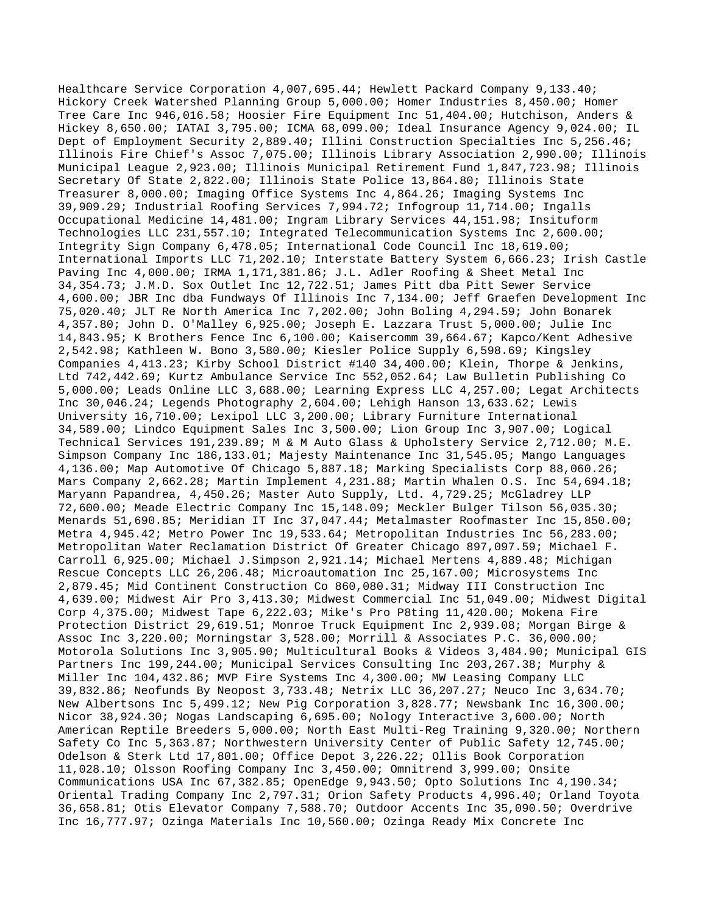Healthcare Service Corporation 4,007,695.44; Hewlett Packard Company 9,133.40; Hickory Creek Watershed Planning Group 5,000.00; Homer Industries 8,450.00; Homer Tree Care Inc 946,016.58; Hoosier Fire Equipment Inc 51,404.00; Hutchison, Anders & Hickey 8,650.00; IATAI 3,795.00; ICMA 68,099.00; Ideal Insurance Agency 9,024.00; IL Dept of Employment Security 2,889.40; Illini Construction Specialties Inc 5,256.46; Illinois Fire Chief's Assoc 7,075.00; Illinois Library Association 2,990.00; Illinois Municipal League 2,923.00; Illinois Municipal Retirement Fund 1,847,723.98; Illinois Secretary Of State 2,822.00; Illinois State Police 13,864.80; Illinois State Treasurer 8,000.00; Imaging Office Systems Inc 4,864.26; Imaging Systems Inc 39,909.29; Industrial Roofing Services 7,994.72; Infogroup 11,714.00; Ingalls Occupational Medicine 14,481.00; Ingram Library Services 44,151.98; Insituform Technologies LLC 231,557.10; Integrated Telecommunication Systems Inc 2,600.00; Integrity Sign Company 6,478.05; International Code Council Inc 18,619.00; International Imports LLC 71,202.10; Interstate Battery System 6,666.23; Irish Castle Paving Inc 4,000.00; IRMA 1,171,381.86; J.L. Adler Roofing & Sheet Metal Inc 34,354.73; J.M.D. Sox Outlet Inc 12,722.51; James Pitt dba Pitt Sewer Service 4,600.00; JBR Inc dba Fundways Of Illinois Inc 7,134.00; Jeff Graefen Development Inc 75,020.40; JLT Re North America Inc 7,202.00; John Boling 4,294.59; John Bonarek 4,357.80; John D. O'Malley 6,925.00; Joseph E. Lazzara Trust 5,000.00; Julie Inc 14,843.95; K Brothers Fence Inc 6,100.00; Kaisercomm 39,664.67; Kapco/Kent Adhesive 2,542.98; Kathleen W. Bono 3,580.00; Kiesler Police Supply 6,598.69; Kingsley Companies 4,413.23; Kirby School District #140 34,400.00; Klein, Thorpe & Jenkins, Ltd 742,442.69; Kurtz Ambulance Service Inc 552,052.64; Law Bulletin Publishing Co 5,000.00; Leads Online LLC 3,688.00; Learning Express LLC 4,257.00; Legat Architects Inc 30,046.24; Legends Photography 2,604.00; Lehigh Hanson 13,633.62; Lewis University 16,710.00; Lexipol LLC 3,200.00; Library Furniture International 34,589.00; Lindco Equipment Sales Inc 3,500.00; Lion Group Inc 3,907.00; Logical Technical Services 191,239.89; M & M Auto Glass & Upholstery Service 2,712.00; M.E. Simpson Company Inc 186,133.01; Majesty Maintenance Inc 31,545.05; Mango Languages 4,136.00; Map Automotive Of Chicago 5,887.18; Marking Specialists Corp 88,060.26; Mars Company 2,662.28; Martin Implement 4,231.88; Martin Whalen O.S. Inc 54,694.18; Maryann Papandrea, 4,450.26; Master Auto Supply, Ltd. 4,729.25; McGladrey LLP 72,600.00; Meade Electric Company Inc 15,148.09; Meckler Bulger Tilson 56,035.30; Menards 51,690.85; Meridian IT Inc 37,047.44; Metalmaster Roofmaster Inc 15,850.00; Metra 4,945.42; Metro Power Inc 19,533.64; Metropolitan Industries Inc 56,283.00; Metropolitan Water Reclamation District Of Greater Chicago 897,097.59; Michael F. Carroll 6,925.00; Michael J.Simpson 2,921.14; Michael Mertens 4,889.48; Michigan Rescue Concepts LLC 26,206.48; Microautomation Inc 25,167.00; Microsystems Inc 2,879.45; Mid Continent Construction Co 860,080.31; Midway III Construction Inc 4,639.00; Midwest Air Pro 3,413.30; Midwest Commercial Inc 51,049.00; Midwest Digital Corp 4,375.00; Midwest Tape 6,222.03; Mike's Pro P8ting 11,420.00; Mokena Fire Protection District 29,619.51; Monroe Truck Equipment Inc 2,939.08; Morgan Birge & Assoc Inc 3,220.00; Morningstar 3,528.00; Morrill & Associates P.C. 36,000.00; Motorola Solutions Inc 3,905.90; Multicultural Books & Videos 3,484.90; Municipal GIS Partners Inc 199,244.00; Municipal Services Consulting Inc 203,267.38; Murphy & Miller Inc 104,432.86; MVP Fire Systems Inc 4,300.00; MW Leasing Company LLC 39,832.86; Neofunds By Neopost 3,733.48; Netrix LLC 36,207.27; Neuco Inc 3,634.70; New Albertsons Inc 5,499.12; New Pig Corporation 3,828.77; Newsbank Inc 16,300.00; Nicor 38,924.30; Nogas Landscaping 6,695.00; Nology Interactive 3,600.00; North American Reptile Breeders 5,000.00; North East Multi-Reg Training 9,320.00; Northern Safety Co Inc 5,363.87; Northwestern University Center of Public Safety 12,745.00; Odelson & Sterk Ltd 17,801.00; Office Depot 3,226.22; Ollis Book Corporation 11,028.10; Olsson Roofing Company Inc 3,450.00; Omnitrend 3,999.00; Onsite Communications USA Inc 67,382.85; OpenEdge 9,943.50; Opto Solutions Inc 4,190.34; Oriental Trading Company Inc 2,797.31; Orion Safety Products 4,996.40; Orland Toyota 36,658.81; Otis Elevator Company 7,588.70; Outdoor Accents Inc 35,090.50; Overdrive Inc 16,777.97; Ozinga Materials Inc 10,560.00; Ozinga Ready Mix Concrete Inc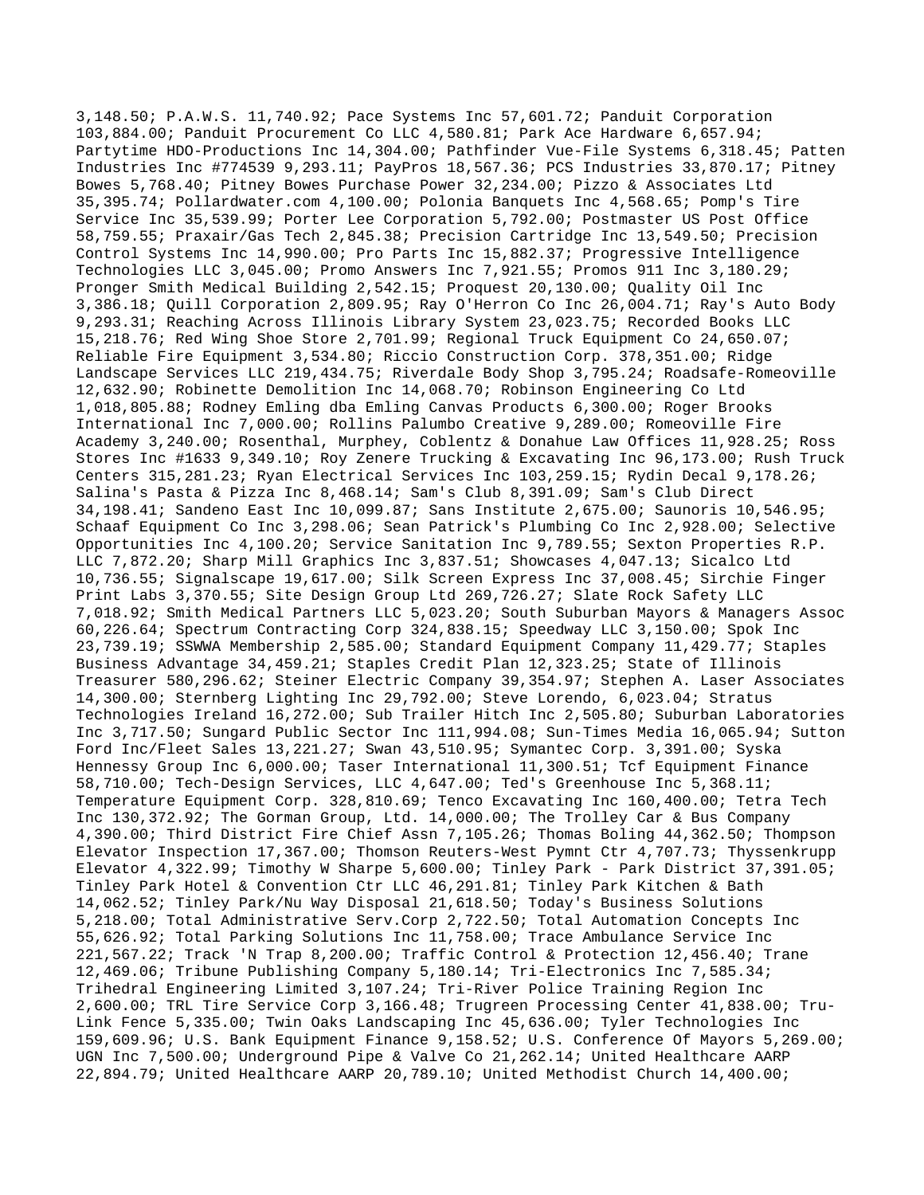3,148.50; P.A.W.S. 11,740.92; Pace Systems Inc 57,601.72; Panduit Corporation 103,884.00; Panduit Procurement Co LLC 4,580.81; Park Ace Hardware 6,657.94; Partytime HDO-Productions Inc 14,304.00; Pathfinder Vue-File Systems 6,318.45; Patten Industries Inc #774539 9,293.11; PayPros 18,567.36; PCS Industries 33,870.17; Pitney Bowes 5,768.40; Pitney Bowes Purchase Power 32,234.00; Pizzo & Associates Ltd 35,395.74; Pollardwater.com 4,100.00; Polonia Banquets Inc 4,568.65; Pomp's Tire Service Inc 35,539.99; Porter Lee Corporation 5,792.00; Postmaster US Post Office 58,759.55; Praxair/Gas Tech 2,845.38; Precision Cartridge Inc 13,549.50; Precision Control Systems Inc 14,990.00; Pro Parts Inc 15,882.37; Progressive Intelligence Technologies LLC 3,045.00; Promo Answers Inc 7,921.55; Promos 911 Inc 3,180.29; Pronger Smith Medical Building 2,542.15; Proquest 20,130.00; Quality Oil Inc 3,386.18; Quill Corporation 2,809.95; Ray O'Herron Co Inc 26,004.71; Ray's Auto Body 9,293.31; Reaching Across Illinois Library System 23,023.75; Recorded Books LLC 15,218.76; Red Wing Shoe Store 2,701.99; Regional Truck Equipment Co 24,650.07; Reliable Fire Equipment 3,534.80; Riccio Construction Corp. 378,351.00; Ridge Landscape Services LLC 219,434.75; Riverdale Body Shop 3,795.24; Roadsafe-Romeoville 12,632.90; Robinette Demolition Inc 14,068.70; Robinson Engineering Co Ltd 1,018,805.88; Rodney Emling dba Emling Canvas Products 6,300.00; Roger Brooks International Inc 7,000.00; Rollins Palumbo Creative 9,289.00; Romeoville Fire Academy 3,240.00; Rosenthal, Murphey, Coblentz & Donahue Law Offices 11,928.25; Ross Stores Inc #1633 9,349.10; Roy Zenere Trucking & Excavating Inc 96,173.00; Rush Truck Centers 315,281.23; Ryan Electrical Services Inc 103,259.15; Rydin Decal 9,178.26; Salina's Pasta & Pizza Inc 8,468.14; Sam's Club 8,391.09; Sam's Club Direct 34,198.41; Sandeno East Inc 10,099.87; Sans Institute 2,675.00; Saunoris 10,546.95; Schaaf Equipment Co Inc 3,298.06; Sean Patrick's Plumbing Co Inc 2,928.00; Selective Opportunities Inc 4,100.20; Service Sanitation Inc 9,789.55; Sexton Properties R.P. LLC 7,872.20; Sharp Mill Graphics Inc 3,837.51; Showcases 4,047.13; Sicalco Ltd 10,736.55; Signalscape 19,617.00; Silk Screen Express Inc 37,008.45; Sirchie Finger Print Labs 3,370.55; Site Design Group Ltd 269,726.27; Slate Rock Safety LLC 7,018.92; Smith Medical Partners LLC 5,023.20; South Suburban Mayors & Managers Assoc 60,226.64; Spectrum Contracting Corp 324,838.15; Speedway LLC 3,150.00; Spok Inc 23,739.19; SSWWA Membership 2,585.00; Standard Equipment Company 11,429.77; Staples Business Advantage 34,459.21; Staples Credit Plan 12,323.25; State of Illinois Treasurer 580,296.62; Steiner Electric Company 39,354.97; Stephen A. Laser Associates 14,300.00; Sternberg Lighting Inc 29,792.00; Steve Lorendo, 6,023.04; Stratus Technologies Ireland 16,272.00; Sub Trailer Hitch Inc 2,505.80; Suburban Laboratories Inc 3,717.50; Sungard Public Sector Inc 111,994.08; Sun-Times Media 16,065.94; Sutton Ford Inc/Fleet Sales 13,221.27; Swan 43,510.95; Symantec Corp. 3,391.00; Syska Hennessy Group Inc 6,000.00; Taser International 11,300.51; Tcf Equipment Finance 58,710.00; Tech-Design Services, LLC 4,647.00; Ted's Greenhouse Inc 5,368.11; Temperature Equipment Corp. 328,810.69; Tenco Excavating Inc 160,400.00; Tetra Tech Inc 130,372.92; The Gorman Group, Ltd. 14,000.00; The Trolley Car & Bus Company 4,390.00; Third District Fire Chief Assn 7,105.26; Thomas Boling 44,362.50; Thompson Elevator Inspection 17,367.00; Thomson Reuters-West Pymnt Ctr 4,707.73; Thyssenkrupp Elevator 4,322.99; Timothy W Sharpe 5,600.00; Tinley Park - Park District 37,391.05; Tinley Park Hotel & Convention Ctr LLC 46,291.81; Tinley Park Kitchen & Bath 14,062.52; Tinley Park/Nu Way Disposal 21,618.50; Today's Business Solutions 5,218.00; Total Administrative Serv.Corp 2,722.50; Total Automation Concepts Inc 55,626.92; Total Parking Solutions Inc 11,758.00; Trace Ambulance Service Inc 221,567.22; Track 'N Trap 8,200.00; Traffic Control & Protection 12,456.40; Trane 12,469.06; Tribune Publishing Company 5,180.14; Tri-Electronics Inc 7,585.34; Trihedral Engineering Limited 3,107.24; Tri-River Police Training Region Inc 2,600.00; TRL Tire Service Corp 3,166.48; Trugreen Processing Center 41,838.00; Tru-Link Fence 5,335.00; Twin Oaks Landscaping Inc 45,636.00; Tyler Technologies Inc 159,609.96; U.S. Bank Equipment Finance 9,158.52; U.S. Conference Of Mayors 5,269.00; UGN Inc 7,500.00; Underground Pipe & Valve Co 21,262.14; United Healthcare AARP 22,894.79; United Healthcare AARP 20,789.10; United Methodist Church 14,400.00;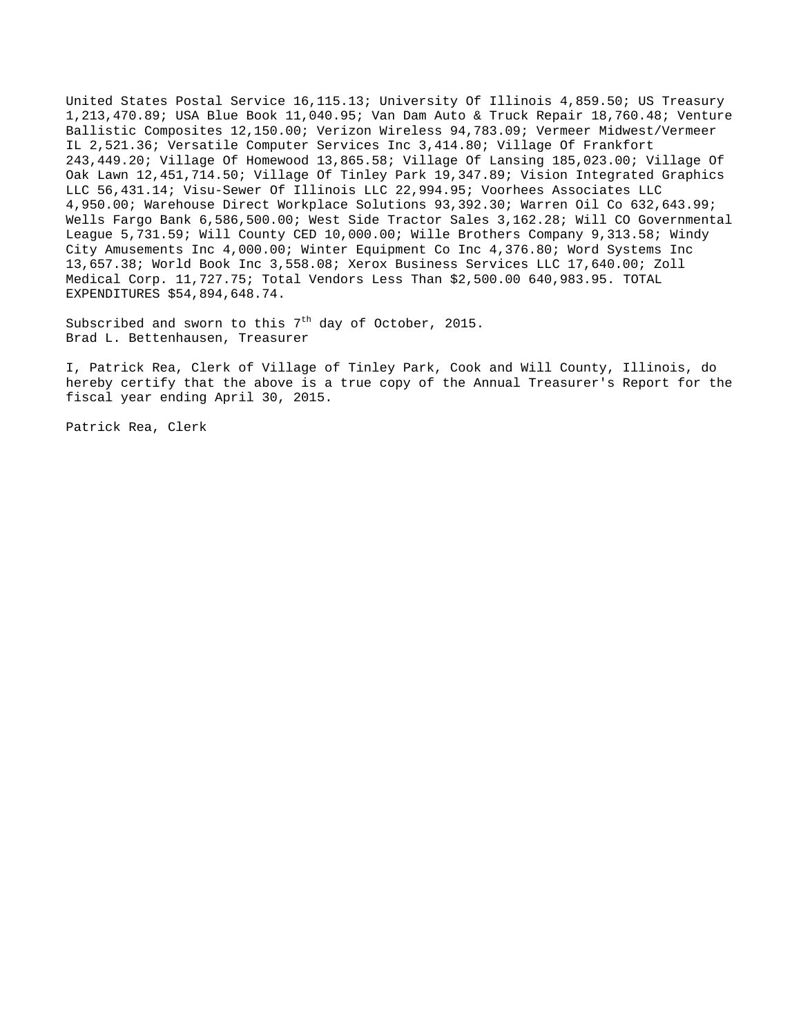United States Postal Service 16,115.13; University Of Illinois 4,859.50; US Treasury 1,213,470.89; USA Blue Book 11,040.95; Van Dam Auto & Truck Repair 18,760.48; Venture Ballistic Composites 12,150.00; Verizon Wireless 94,783.09; Vermeer Midwest/Vermeer IL 2,521.36; Versatile Computer Services Inc 3,414.80; Village Of Frankfort 243,449.20; Village Of Homewood 13,865.58; Village Of Lansing 185,023.00; Village Of Oak Lawn 12,451,714.50; Village Of Tinley Park 19,347.89; Vision Integrated Graphics LLC 56,431.14; Visu-Sewer Of Illinois LLC 22,994.95; Voorhees Associates LLC 4,950.00; Warehouse Direct Workplace Solutions 93,392.30; Warren Oil Co 632,643.99; Wells Fargo Bank 6,586,500.00; West Side Tractor Sales 3,162.28; Will CO Governmental League 5,731.59; Will County CED 10,000.00; Wille Brothers Company 9,313.58; Windy City Amusements Inc 4,000.00; Winter Equipment Co Inc 4,376.80; Word Systems Inc 13,657.38; World Book Inc 3,558.08; Xerox Business Services LLC 17,640.00; Zoll Medical Corp. 11,727.75; Total Vendors Less Than $2,500.00 640,983.95. TOTAL EXPENDITURES $54,894,648.74.

Subscribed and sworn to this 7th day of October, 2015.
Brad L. Bettenhausen, Treasurer

I, Patrick Rea, Clerk of Village of Tinley Park, Cook and Will County, Illinois, do hereby certify that the above is a true copy of the Annual Treasurer's Report for the fiscal year ending April 30, 2015.

Patrick Rea, Clerk